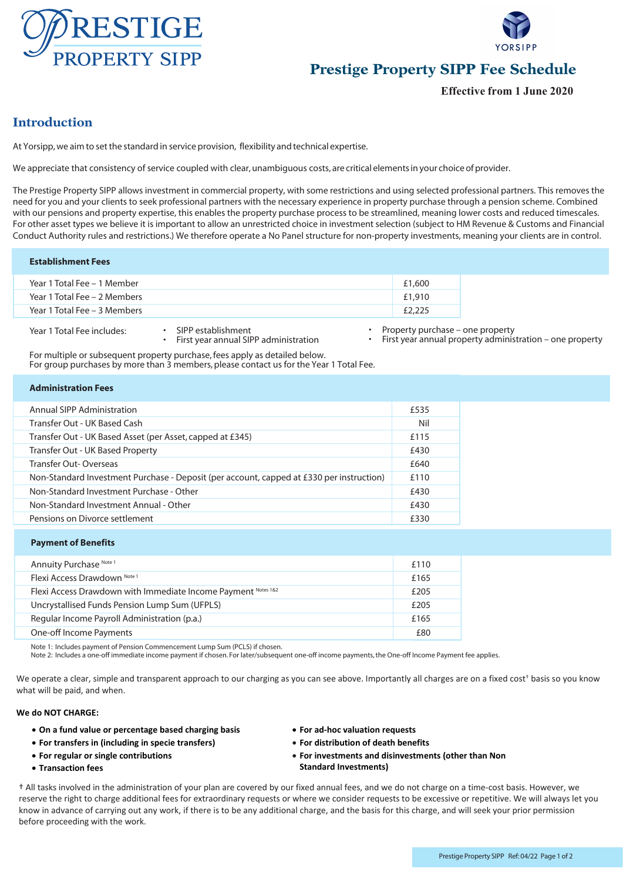# Prestige Property SIPP Fee Schedule

**Effective from 1 June 2020**

## Introduction

At Yorsipp, we aim to set the standard in service provision, flexibility and technical expertise.

We appreciate that consistency of service coupled with clear, unambiguous costs, are critical elements in your choice of provider.

The Prestige Property SIPP allows investment in commercial property, with some restrictions and using selected professional partners. This removes the need for you and your clients to seek professional partners with the necessary experience in property purchase through a pension scheme. Combined with our pensions and property expertise, this enables the property purchase process to be streamlined, meaning lower costs and reduced timescales. For other asset types we believe it is important to allow an unrestricted choice in investment selection (subject to HM Revenue & Customs and Financial Conduct Authority rules and restrictions.) We therefore operate a No Panel structure for non-property investments, meaning your clients are in control.

| Establishment Fees | |
|---|---|
| Year 1 Total Fee – 1 Member | £1,600 |
| Year 1 Total Fee – 2 Members | £1,910 |
| Year 1 Total Fee – 3 Members | £2,225 |

Year 1 Total Fee includes:

- SIPP establishment
- First year annual SIPP administration
- Property purchase – one property
- First year annual property administration – one property

For multiple or subsequent property purchase, fees apply as detailed below.
For group purchases by more than 3 members, please contact us for the Year 1 Total Fee.

| Administration Fees | |
|---|---|
| Annual SIPP Administration | £535 |
| Transfer Out - UK Based Cash | Nil |
| Transfer Out - UK Based Asset (per Asset, capped at £345) | £115 |
| Transfer Out - UK Based Property | £430 |
| Transfer Out- Overseas | £640 |
| Non-Standard Investment Purchase - Deposit (per account, capped at £330 per instruction) | £110 |
| Non-Standard Investment Purchase - Other | £430 |
| Non-Standard Investment Annual - Other | £430 |
| Pensions on Divorce settlement | £330 |

| Payment of Benefits | |
|---|---|
| Annuity Purchase Note 1 | £110 |
| Flexi Access Drawdown Note 1 | £165 |
| Flexi Access Drawdown with Immediate Income Payment Notes 1&2 | £205 |
| Uncrystallised Funds Pension Lump Sum (UFPLS) | £205 |
| Regular Income Payroll Administration (p.a.) | £165 |
| One-off Income Payments | £80 |

Note 1: Includes payment of Pension Commencement Lump Sum (PCLS) if chosen.
Note 2: Includes a one-off immediate income payment if chosen. For later/subsequent one-off income payments, the One-off Income Payment fee applies.

We operate a clear, simple and transparent approach to our charging as you can see above. Importantly all charges are on a fixed cost† basis so you know what will be paid, and when.

**We do NOT CHARGE:**

- **On a fund value or percentage based charging basis**
- **For transfers in (including in specie transfers)**
- **For regular or single contributions**
- **Transaction fees**
- **For ad-hoc valuation requests**
- **For distribution of death benefits**
- **For investments and disinvestments (other than Non Standard Investments)**

† All tasks involved in the administration of your plan are covered by our fixed annual fees, and we do not charge on a time-cost basis. However, we reserve the right to charge additional fees for extraordinary requests or where we consider requests to be excessive or repetitive. We will always let you know in advance of carrying out any work, if there is to be any additional charge, and the basis for this charge, and will seek your prior permission before proceeding with the work.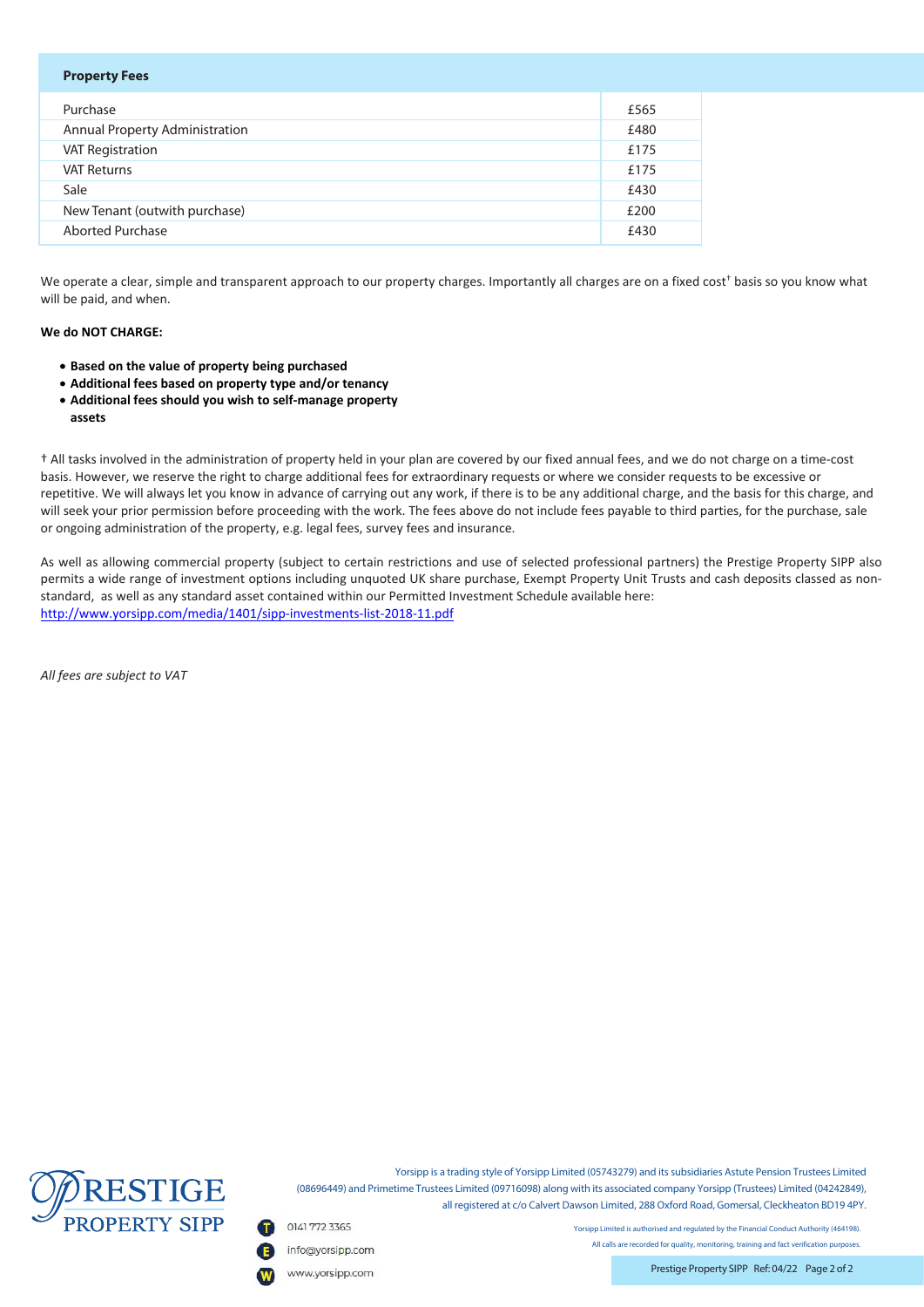## Property Fees

| | |
|---|---|
| Purchase | £565 |
| Annual Property Administration | £480 |
| VAT Registration | £175 |
| VAT Returns | £175 |
| Sale | £430 |
| New Tenant (outwith purchase) | £200 |
| Aborted Purchase | £430 |

We operate a clear, simple and transparent approach to our property charges. Importantly all charges are on a fixed cost† basis so you know what will be paid, and when.

**We do NOT CHARGE:**

- **Based on the value of property being purchased**
- **Additional fees based on property type and/or tenancy**
- **Additional fees should you wish to self-manage property assets**

† All tasks involved in the administration of property held in your plan are covered by our fixed annual fees, and we do not charge on a time-cost basis. However, we reserve the right to charge additional fees for extraordinary requests or where we consider requests to be excessive or repetitive. We will always let you know in advance of carrying out any work, if there is to be any additional charge, and the basis for this charge, and will seek your prior permission before proceeding with the work. The fees above do not include fees payable to third parties, for the purchase, sale or ongoing administration of the property, e.g. legal fees, survey fees and insurance.

As well as allowing commercial property (subject to certain restrictions and use of selected professional partners) the Prestige Property SIPP also permits a wide range of investment options including unquoted UK share purchase, Exempt Property Unit Trusts and cash deposits classed as non-standard, as well as any standard asset contained within our Permitted Investment Schedule available here: http://www.yorsipp.com/media/1401/sipp-investments-list-2018-11.pdf

*All fees are subject to VAT*

PRESTIGE PROPERTY SIPP

Yorsipp is a trading style of Yorsipp Limited (05743279) and its subsidiaries Astute Pension Trustees Limited (08696449) and Primetime Trustees Limited (09716098) along with its associated company Yorsipp (Trustees) Limited (04242849), all registered at c/o Calvert Dawson Limited, 288 Oxford Road, Gomersal, Cleckheaton BD19 4PY.

T 0141 772 3365
E info@yorsipp.com
W www.yorsipp.com

Yorsipp Limited is authorised and regulated by the Financial Conduct Authority (464198).
All calls are recorded for quality, monitoring, training and fact verification purposes.

Prestige Property SIPP Ref: 04/22